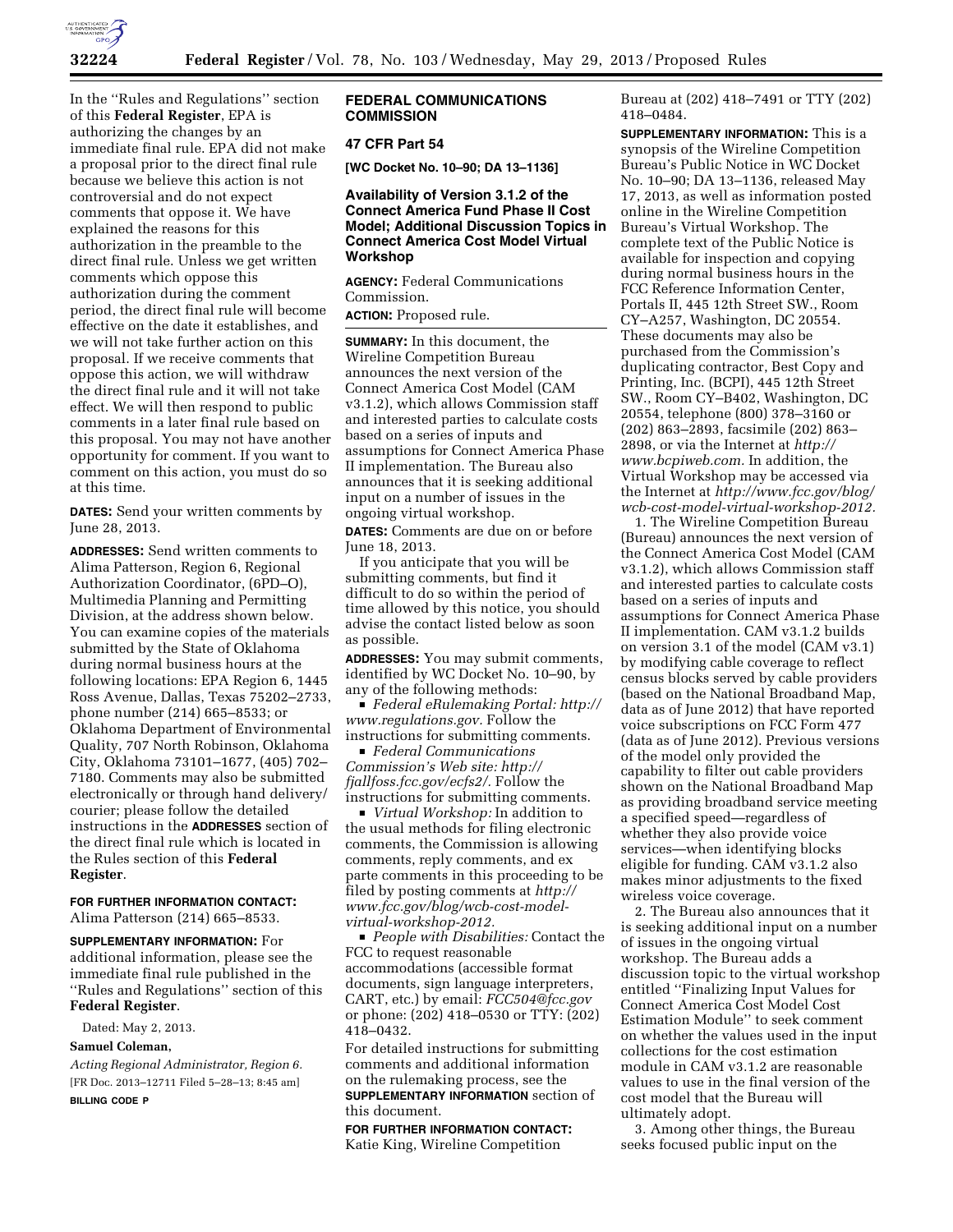In the ''Rules and Regulations'' section of this **Federal Register**, EPA is authorizing the changes by an immediate final rule. EPA did not make a proposal prior to the direct final rule because we believe this action is not controversial and do not expect comments that oppose it. We have explained the reasons for this authorization in the preamble to the direct final rule. Unless we get written comments which oppose this authorization during the comment period, the direct final rule will become effective on the date it establishes, and we will not take further action on this proposal. If we receive comments that oppose this action, we will withdraw the direct final rule and it will not take effect. We will then respond to public comments in a later final rule based on this proposal. You may not have another opportunity for comment. If you want to comment on this action, you must do so at this time.

**DATES:** Send your written comments by June 28, 2013.

**ADDRESSES:** Send written comments to Alima Patterson, Region 6, Regional Authorization Coordinator, (6PD–O), Multimedia Planning and Permitting Division, at the address shown below. You can examine copies of the materials submitted by the State of Oklahoma during normal business hours at the following locations: EPA Region 6, 1445 Ross Avenue, Dallas, Texas 75202–2733, phone number (214) 665–8533; or Oklahoma Department of Environmental Quality, 707 North Robinson, Oklahoma City, Oklahoma 73101–1677, (405) 702–7180. Comments may also be submitted electronically or through hand delivery/courier; please follow the detailed instructions in the **ADDRESSES** section of the direct final rule which is located in the Rules section of this **Federal Register**.

**FOR FURTHER INFORMATION CONTACT:** Alima Patterson (214) 665–8533.

**SUPPLEMENTARY INFORMATION:** For additional information, please see the immediate final rule published in the ''Rules and Regulations'' section of this **Federal Register**.

Dated: May 2, 2013.

**Samuel Coleman,**

*Acting Regional Administrator, Region 6.*

[FR Doc. 2013–12711 Filed 5–28–13; 8:45 am]

**BILLING CODE P**

## FEDERAL COMMUNICATIONS COMMISSION

## 47 CFR Part 54

**[WC Docket No. 10–90; DA 13–1136]**

## Availability of Version 3.1.2 of the Connect America Fund Phase II Cost Model; Additional Discussion Topics in Connect America Cost Model Virtual Workshop

**AGENCY:** Federal Communications Commission.

**ACTION:** Proposed rule.

**SUMMARY:** In this document, the Wireline Competition Bureau announces the next version of the Connect America Cost Model (CAM v3.1.2), which allows Commission staff and interested parties to calculate costs based on a series of inputs and assumptions for Connect America Phase II implementation. The Bureau also announces that it is seeking additional input on a number of issues in the ongoing virtual workshop.

**DATES:** Comments are due on or before June 18, 2013.

If you anticipate that you will be submitting comments, but find it difficult to do so within the period of time allowed by this notice, you should advise the contact listed below as soon as possible.

**ADDRESSES:** You may submit comments, identified by WC Docket No. 10–90, by any of the following methods:

- *Federal eRulemaking Portal: http://www.regulations.gov.* Follow the instructions for submitting comments.
- *Federal Communications Commission's Web site: http://fjallfoss.fcc.gov/ecfs2/.* Follow the instructions for submitting comments.
- *Virtual Workshop:* In addition to the usual methods for filing electronic comments, the Commission is allowing comments, reply comments, and ex parte comments in this proceeding to be filed by posting comments at *http://www.fcc.gov/blog/wcb-cost-model-virtual-workshop-2012.*
- *People with Disabilities:* Contact the FCC to request reasonable accommodations (accessible format documents, sign language interpreters, CART, etc.) by email: *FCC504@fcc.gov* or phone: (202) 418–0530 or TTY: (202) 418–0432.

For detailed instructions for submitting comments and additional information on the rulemaking process, see the **SUPPLEMENTARY INFORMATION** section of this document.

**FOR FURTHER INFORMATION CONTACT:** Katie King, Wireline Competition Bureau at (202) 418–7491 or TTY (202) 418–0484.

**SUPPLEMENTARY INFORMATION:** This is a synopsis of the Wireline Competition Bureau's Public Notice in WC Docket No. 10–90; DA 13–1136, released May 17, 2013, as well as information posted online in the Wireline Competition Bureau's Virtual Workshop. The complete text of the Public Notice is available for inspection and copying during normal business hours in the FCC Reference Information Center, Portals II, 445 12th Street SW., Room CY–A257, Washington, DC 20554. These documents may also be purchased from the Commission's duplicating contractor, Best Copy and Printing, Inc. (BCPI), 445 12th Street SW., Room CY–B402, Washington, DC 20554, telephone (800) 378–3160 or (202) 863–2893, facsimile (202) 863–2898, or via the Internet at *http://www.bcpiweb.com.* In addition, the Virtual Workshop may be accessed via the Internet at *http://www.fcc.gov/blog/wcb-cost-model-virtual-workshop-2012.*

1. The Wireline Competition Bureau (Bureau) announces the next version of the Connect America Cost Model (CAM v3.1.2), which allows Commission staff and interested parties to calculate costs based on a series of inputs and assumptions for Connect America Phase II implementation. CAM v3.1.2 builds on version 3.1 of the model (CAM v3.1) by modifying cable coverage to reflect census blocks served by cable providers (based on the National Broadband Map, data as of June 2012) that have reported voice subscriptions on FCC Form 477 (data as of June 2012). Previous versions of the model only provided the capability to filter out cable providers shown on the National Broadband Map as providing broadband service meeting a specified speed—regardless of whether they also provide voice services—when identifying blocks eligible for funding. CAM v3.1.2 also makes minor adjustments to the fixed wireless voice coverage.

2. The Bureau also announces that it is seeking additional input on a number of issues in the ongoing virtual workshop. The Bureau adds a discussion topic to the virtual workshop entitled ''Finalizing Input Values for Connect America Cost Model Cost Estimation Module'' to seek comment on whether the values used in the input collections for the cost estimation module in CAM v3.1.2 are reasonable values to use in the final version of the cost model that the Bureau will ultimately adopt.

3. Among other things, the Bureau seeks focused public input on the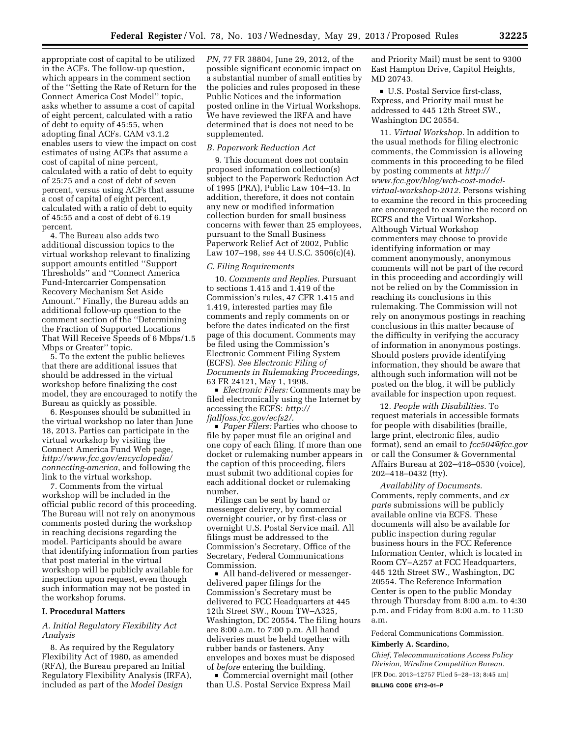appropriate cost of capital to be utilized in the ACFs. The follow-up question, which appears in the comment section of the ''Setting the Rate of Return for the Connect America Cost Model'' topic, asks whether to assume a cost of capital of eight percent, calculated with a ratio of debt to equity of 45:55, when adopting final ACFs. CAM v3.1.2 enables users to view the impact on cost estimates of using ACFs that assume a cost of capital of nine percent, calculated with a ratio of debt to equity of 25:75 and a cost of debt of seven percent, versus using ACFs that assume a cost of capital of eight percent, calculated with a ratio of debt to equity of 45:55 and a cost of debt of 6.19 percent.

4. The Bureau also adds two additional discussion topics to the virtual workshop relevant to finalizing support amounts entitled ''Support Thresholds'' and ''Connect America Fund-Intercarrier Compensation Recovery Mechanism Set Aside Amount.'' Finally, the Bureau adds an additional follow-up question to the comment section of the ''Determining the Fraction of Supported Locations That Will Receive Speeds of 6 Mbps/1.5 Mbps or Greater'' topic.

5. To the extent the public believes that there are additional issues that should be addressed in the virtual workshop before finalizing the cost model, they are encouraged to notify the Bureau as quickly as possible.

6. Responses should be submitted in the virtual workshop no later than June 18, 2013. Parties can participate in the virtual workshop by visiting the Connect America Fund Web page, *http://www.fcc.gov/encyclopedia/connecting-america*, and following the link to the virtual workshop.

7. Comments from the virtual workshop will be included in the official public record of this proceeding. The Bureau will not rely on anonymous comments posted during the workshop in reaching decisions regarding the model. Participants should be aware that identifying information from parties that post material in the virtual workshop will be publicly available for inspection upon request, even though such information may not be posted in the workshop forums.

## I. Procedural Matters

### *A. Initial Regulatory Flexibility Act Analysis*

8. As required by the Regulatory Flexibility Act of 1980, as amended (RFA), the Bureau prepared an Initial Regulatory Flexibility Analysis (IRFA), included as part of the *Model Design PN,* 77 FR 38804, June 29, 2012, of the possible significant economic impact on a substantial number of small entities by the policies and rules proposed in these Public Notices and the information posted online in the Virtual Workshops. We have reviewed the IRFA and have determined that is does not need to be supplemented.

### *B. Paperwork Reduction Act*

9. This document does not contain proposed information collection(s) subject to the Paperwork Reduction Act of 1995 (PRA), Public Law 104–13. In addition, therefore, it does not contain any new or modified information collection burden for small business concerns with fewer than 25 employees, pursuant to the Small Business Paperwork Relief Act of 2002, Public Law 107–198, *see* 44 U.S.C. 3506(c)(4).

### *C. Filing Requirements*

10. *Comments and Replies.* Pursuant to sections 1.415 and 1.419 of the Commission's rules, 47 CFR 1.415 and 1.419, interested parties may file comments and reply comments on or before the dates indicated on the first page of this document. Comments may be filed using the Commission's Electronic Comment Filing System (ECFS). *See Electronic Filing of Documents in Rulemaking Proceedings,* 63 FR 24121, May 1, 1998.

- *Electronic Filers:* Comments may be filed electronically using the Internet by accessing the ECFS: *http://fjallfoss.fcc.gov/ecfs2/*.
- *Paper Filers:* Parties who choose to file by paper must file an original and one copy of each filing. If more than one docket or rulemaking number appears in the caption of this proceeding, filers must submit two additional copies for each additional docket or rulemaking number.

Filings can be sent by hand or messenger delivery, by commercial overnight courier, or by first-class or overnight U.S. Postal Service mail. All filings must be addressed to the Commission's Secretary, Office of the Secretary, Federal Communications Commission.

- All hand-delivered or messenger-delivered paper filings for the Commission's Secretary must be delivered to FCC Headquarters at 445 12th Street SW., Room TW–A325, Washington, DC 20554. The filing hours are 8:00 a.m. to 7:00 p.m. All hand deliveries must be held together with rubber bands or fasteners. Any envelopes and boxes must be disposed of *before* entering the building.
- Commercial overnight mail (other than U.S. Postal Service Express Mail and Priority Mail) must be sent to 9300 East Hampton Drive, Capitol Heights, MD 20743.
- U.S. Postal Service first-class, Express, and Priority mail must be addressed to 445 12th Street SW., Washington DC 20554.

11. *Virtual Workshop.* In addition to the usual methods for filing electronic comments, the Commission is allowing comments in this proceeding to be filed by posting comments at *http://www.fcc.gov/blog/wcb-cost-model-virtual-workshop-2012.* Persons wishing to examine the record in this proceeding are encouraged to examine the record on ECFS and the Virtual Workshop. Although Virtual Workshop commenters may choose to provide identifying information or may comment anonymously, anonymous comments will not be part of the record in this proceeding and accordingly will not be relied on by the Commission in reaching its conclusions in this rulemaking. The Commission will not rely on anonymous postings in reaching conclusions in this matter because of the difficulty in verifying the accuracy of information in anonymous postings. Should posters provide identifying information, they should be aware that although such information will not be posted on the blog, it will be publicly available for inspection upon request.

12. *People with Disabilities.* To request materials in accessible formats for people with disabilities (braille, large print, electronic files, audio format), send an email to *fcc504@fcc.gov* or call the Consumer & Governmental Affairs Bureau at 202–418–0530 (voice), 202–418–0432 (tty).

*Availability of Documents.* Comments, reply comments, and *ex parte* submissions will be publicly available online via ECFS. These documents will also be available for public inspection during regular business hours in the FCC Reference Information Center, which is located in Room CY–A257 at FCC Headquarters, 445 12th Street SW., Washington, DC 20554. The Reference Information Center is open to the public Monday through Thursday from 8:00 a.m. to 4:30 p.m. and Friday from 8:00 a.m. to 11:30 a.m.

Federal Communications Commission.

**Kimberly A. Scardino,**

*Chief, Telecommunications Access Policy Division, Wireline Competition Bureau.*

[FR Doc. 2013–12757 Filed 5–28–13; 8:45 am]

**BILLING CODE 6712–01–P**